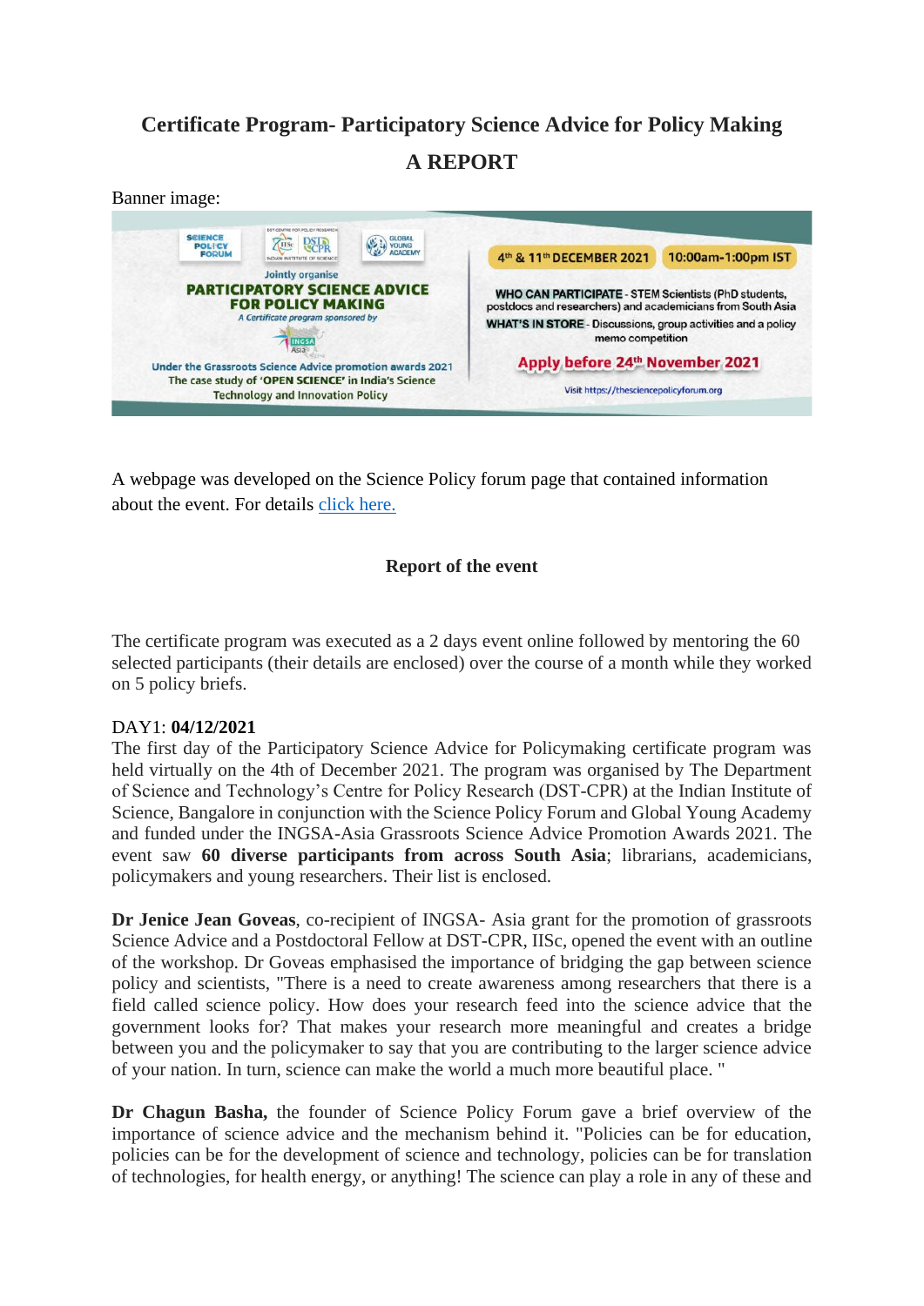# Certificate Program- Participatory Science Advice for Policy Making

## A REPORT

Banner image:

A webpage was developed on the Science Policy forum page that contained information about the event. For details click here.

### Report of the event

The certificate program was executed as a 2 days event online followed by mentoring the 60 selected participants (their details are enclosed) over the course of a month while they worked on 5 policy briefs.

DAY1: **04/12/2021**

The first day of the Participatory Science Advice for Policymaking certificate program was held virtually on the 4th of December 2021. The program was organised by The Department of Science and Technology's Centre for Policy Research (DST-CPR) at the Indian Institute of Science, Bangalore in conjunction with the Science Policy Forum and Global Young Academy and funded under the INGSA-Asia Grassroots Science Advice Promotion Awards 2021. The event saw **60 diverse participants from across South Asia**; librarians, academicians, policymakers and young researchers. Their list is enclosed.

**Dr Jenice Jean Goveas**, co-recipient of INGSA- Asia grant for the promotion of grassroots Science Advice and a Postdoctoral Fellow at DST-CPR, IISc, opened the event with an outline of the workshop. Dr Goveas emphasised the importance of bridging the gap between science policy and scientists, "There is a need to create awareness among researchers that there is a field called science policy. How does your research feed into the science advice that the government looks for? That makes your research more meaningful and creates a bridge between you and the policymaker to say that you are contributing to the larger science advice of your nation. In turn, science can make the world a much more beautiful place. "

**Dr Chagun Basha,** the founder of Science Policy Forum gave a brief overview of the importance of science advice and the mechanism behind it. "Policies can be for education, policies can be for the development of science and technology, policies can be for translation of technologies, for health energy, or anything! The science can play a role in any of these and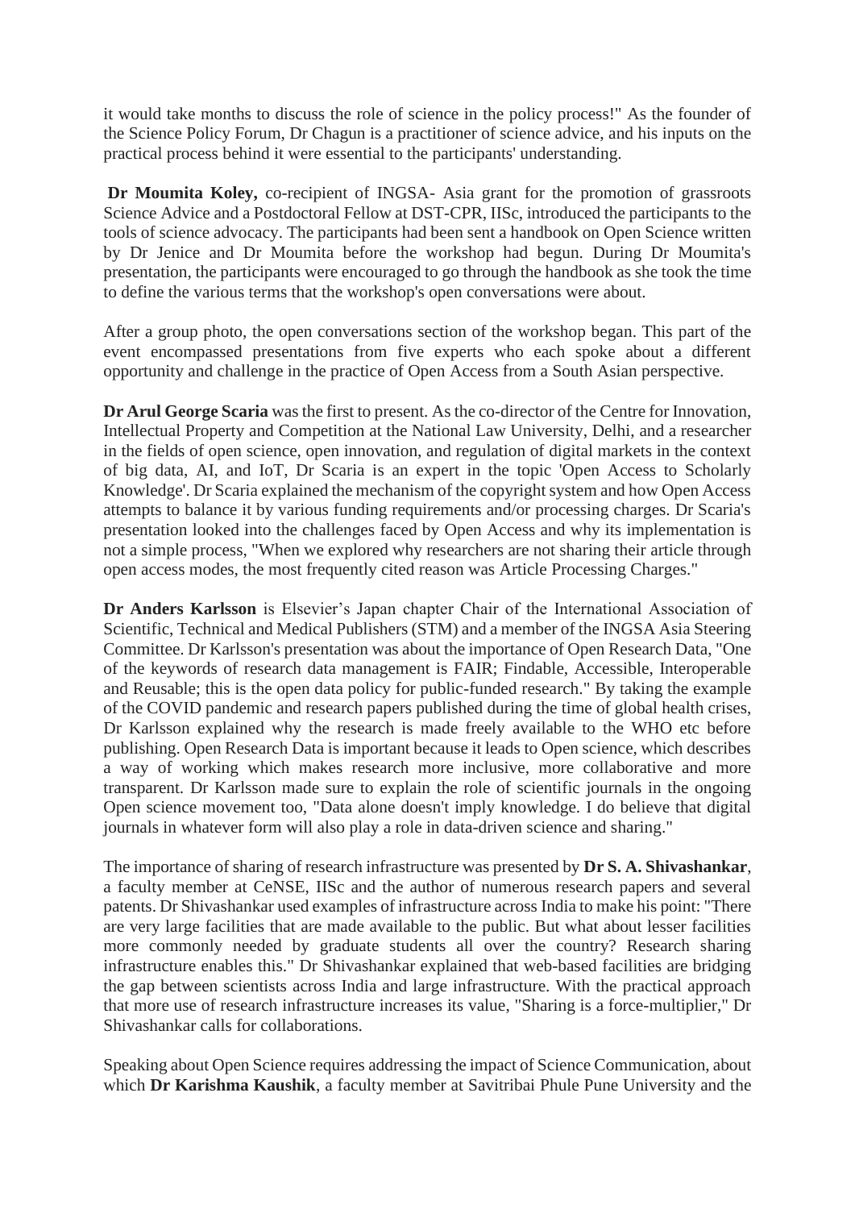it would take months to discuss the role of science in the policy process!" As the founder of the Science Policy Forum, Dr Chagun is a practitioner of science advice, and his inputs on the practical process behind it were essential to the participants' understanding.

**Dr Moumita Koley,** co-recipient of INGSA- Asia grant for the promotion of grassroots Science Advice and a Postdoctoral Fellow at DST-CPR, IISc, introduced the participants to the tools of science advocacy. The participants had been sent a handbook on Open Science written by Dr Jenice and Dr Moumita before the workshop had begun. During Dr Moumita's presentation, the participants were encouraged to go through the handbook as she took the time to define the various terms that the workshop's open conversations were about.

After a group photo, the open conversations section of the workshop began. This part of the event encompassed presentations from five experts who each spoke about a different opportunity and challenge in the practice of Open Access from a South Asian perspective.

**Dr Arul George Scaria** was the first to present. As the co-director of the Centre for Innovation, Intellectual Property and Competition at the National Law University, Delhi, and a researcher in the fields of open science, open innovation, and regulation of digital markets in the context of big data, AI, and IoT, Dr Scaria is an expert in the topic 'Open Access to Scholarly Knowledge'. Dr Scaria explained the mechanism of the copyright system and how Open Access attempts to balance it by various funding requirements and/or processing charges. Dr Scaria's presentation looked into the challenges faced by Open Access and why its implementation is not a simple process, "When we explored why researchers are not sharing their article through open access modes, the most frequently cited reason was Article Processing Charges."

**Dr Anders Karlsson** is Elsevier's Japan chapter Chair of the International Association of Scientific, Technical and Medical Publishers (STM) and a member of the INGSA Asia Steering Committee. Dr Karlsson's presentation was about the importance of Open Research Data, "One of the keywords of research data management is FAIR; Findable, Accessible, Interoperable and Reusable; this is the open data policy for public-funded research." By taking the example of the COVID pandemic and research papers published during the time of global health crises, Dr Karlsson explained why the research is made freely available to the WHO etc before publishing. Open Research Data is important because it leads to Open science, which describes a way of working which makes research more inclusive, more collaborative and more transparent. Dr Karlsson made sure to explain the role of scientific journals in the ongoing Open science movement too, "Data alone doesn't imply knowledge. I do believe that digital journals in whatever form will also play a role in data-driven science and sharing."

The importance of sharing of research infrastructure was presented by **Dr S. A. Shivashankar**, a faculty member at CeNSE, IISc and the author of numerous research papers and several patents. Dr Shivashankar used examples of infrastructure across India to make his point: "There are very large facilities that are made available to the public. But what about lesser facilities more commonly needed by graduate students all over the country? Research sharing infrastructure enables this." Dr Shivashankar explained that web-based facilities are bridging the gap between scientists across India and large infrastructure. With the practical approach that more use of research infrastructure increases its value, "Sharing is a force-multiplier," Dr Shivashankar calls for collaborations.

Speaking about Open Science requires addressing the impact of Science Communication, about which **Dr Karishma Kaushik**, a faculty member at Savitribai Phule Pune University and the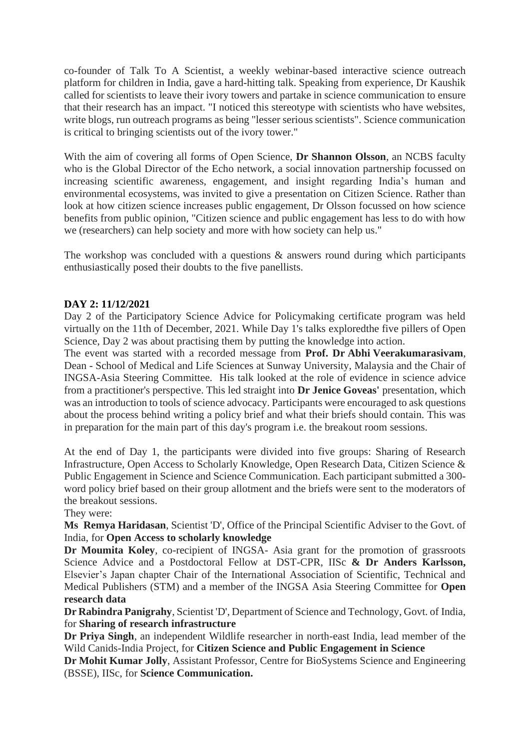co-founder of Talk To A Scientist, a weekly webinar-based interactive science outreach platform for children in India, gave a hard-hitting talk. Speaking from experience, Dr Kaushik called for scientists to leave their ivory towers and partake in science communication to ensure that their research has an impact. "I noticed this stereotype with scientists who have websites, write blogs, run outreach programs as being "lesser serious scientists". Science communication is critical to bringing scientists out of the ivory tower."

With the aim of covering all forms of Open Science, **Dr Shannon Olsson**, an NCBS faculty who is the Global Director of the Echo network, a social innovation partnership focussed on increasing scientific awareness, engagement, and insight regarding India's human and environmental ecosystems, was invited to give a presentation on Citizen Science. Rather than look at how citizen science increases public engagement, Dr Olsson focussed on how science benefits from public opinion, "Citizen science and public engagement has less to do with how we (researchers) can help society and more with how society can help us."

The workshop was concluded with a questions & answers round during which participants enthusiastically posed their doubts to the five panellists.

**DAY 2: 11/12/2021**

Day 2 of the Participatory Science Advice for Policymaking certificate program was held virtually on the 11th of December, 2021. While Day 1's talks exploredthe five pillers of Open Science, Day 2 was about practising them by putting the knowledge into action.

The event was started with a recorded message from **Prof. Dr Abhi Veerakumarasivam**, Dean - School of Medical and Life Sciences at Sunway University, Malaysia and the Chair of INGSA-Asia Steering Committee. His talk looked at the role of evidence in science advice from a practitioner's perspective. This led straight into **Dr Jenice Goveas'** presentation, which was an introduction to tools of science advocacy. Participants were encouraged to ask questions about the process behind writing a policy brief and what their briefs should contain. This was in preparation for the main part of this day's program i.e. the breakout room sessions.

At the end of Day 1, the participants were divided into five groups: Sharing of Research Infrastructure, Open Access to Scholarly Knowledge, Open Research Data, Citizen Science & Public Engagement in Science and Science Communication. Each participant submitted a 300-word policy brief based on their group allotment and the briefs were sent to the moderators of the breakout sessions.

They were:

**Ms Remya Haridasan**, Scientist 'D', Office of the Principal Scientific Adviser to the Govt. of India, for **Open Access to scholarly knowledge**

**Dr Moumita Koley**, co-recipient of INGSA- Asia grant for the promotion of grassroots Science Advice and a Postdoctoral Fellow at DST-CPR, IISc **& Dr Anders Karlsson,** Elsevier's Japan chapter Chair of the International Association of Scientific, Technical and Medical Publishers (STM) and a member of the INGSA Asia Steering Committee for **Open research data**

**Dr Rabindra Panigrahy**, Scientist 'D', Department of Science and Technology, Govt. of India, for **Sharing of research infrastructure**

**Dr Priya Singh**, an independent Wildlife researcher in north-east India, lead member of the Wild Canids-India Project, for **Citizen Science and Public Engagement in Science**

**Dr Mohit Kumar Jolly**, Assistant Professor, Centre for BioSystems Science and Engineering (BSSE), IISc, for **Science Communication.**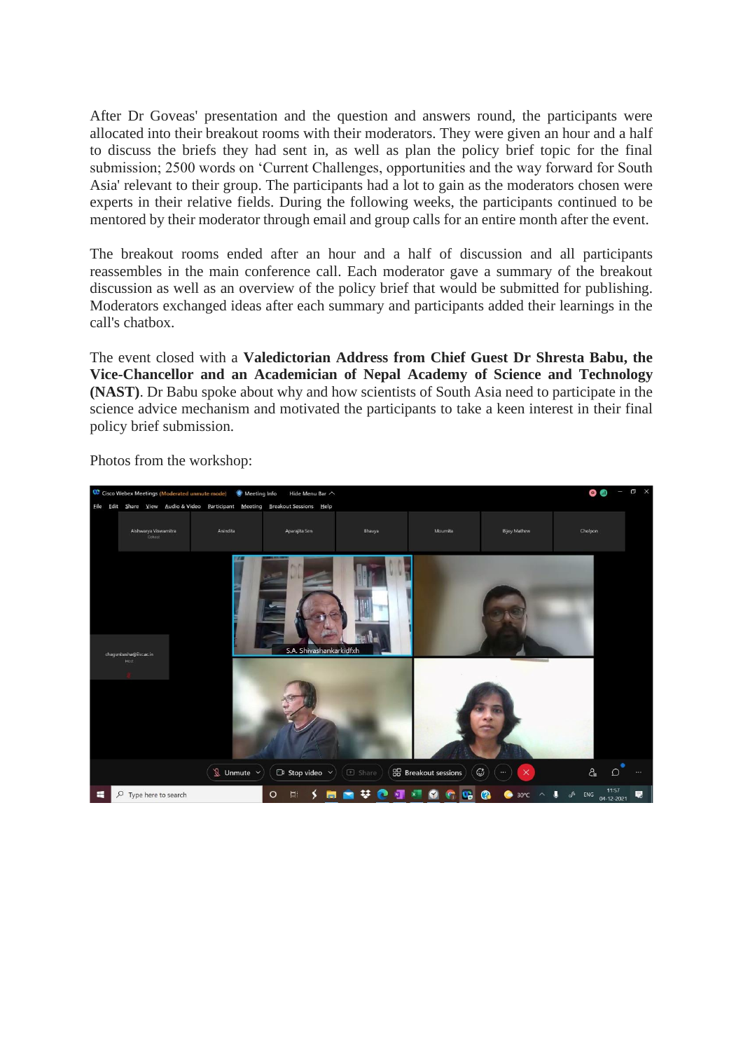After Dr Goveas' presentation and the question and answers round, the participants were allocated into their breakout rooms with their moderators. They were given an hour and a half to discuss the briefs they had sent in, as well as plan the policy brief topic for the final submission; 2500 words on 'Current Challenges, opportunities and the way forward for South Asia' relevant to their group. The participants had a lot to gain as the moderators chosen were experts in their relative fields. During the following weeks, the participants continued to be mentored by their moderator through email and group calls for an entire month after the event.

The breakout rooms ended after an hour and a half of discussion and all participants reassembles in the main conference call. Each moderator gave a summary of the breakout discussion as well as an overview of the policy brief that would be submitted for publishing. Moderators exchanged ideas after each summary and participants added their learnings in the call's chatbox.

The event closed with a **Valedictorian Address from Chief Guest Dr Shresta Babu, the Vice-Chancellor and an Academician of Nepal Academy of Science and Technology (NAST)**. Dr Babu spoke about why and how scientists of South Asia need to participate in the science advice mechanism and motivated the participants to take a keen interest in their final policy brief submission.

Photos from the workshop: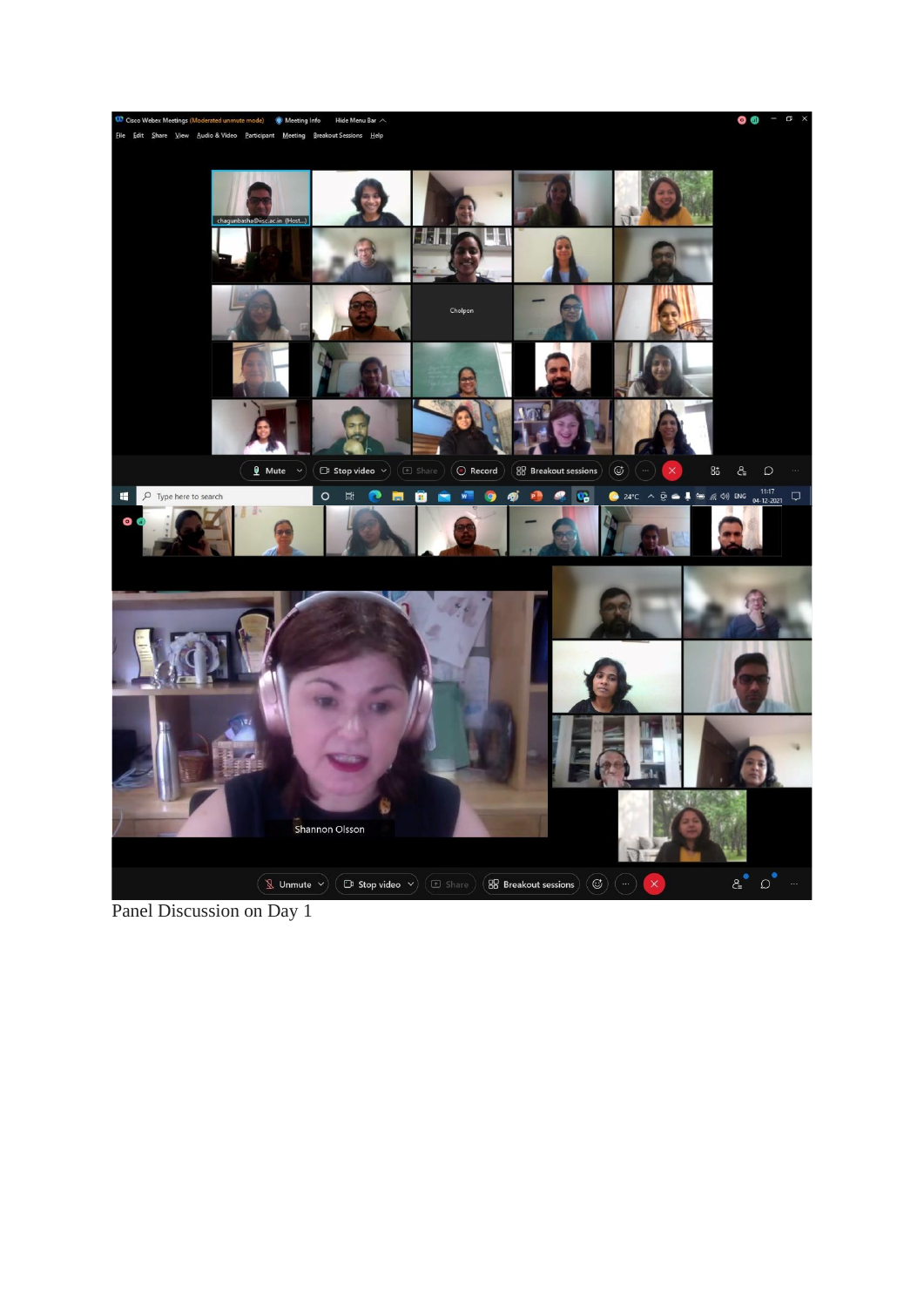Panel Discussion on Day 1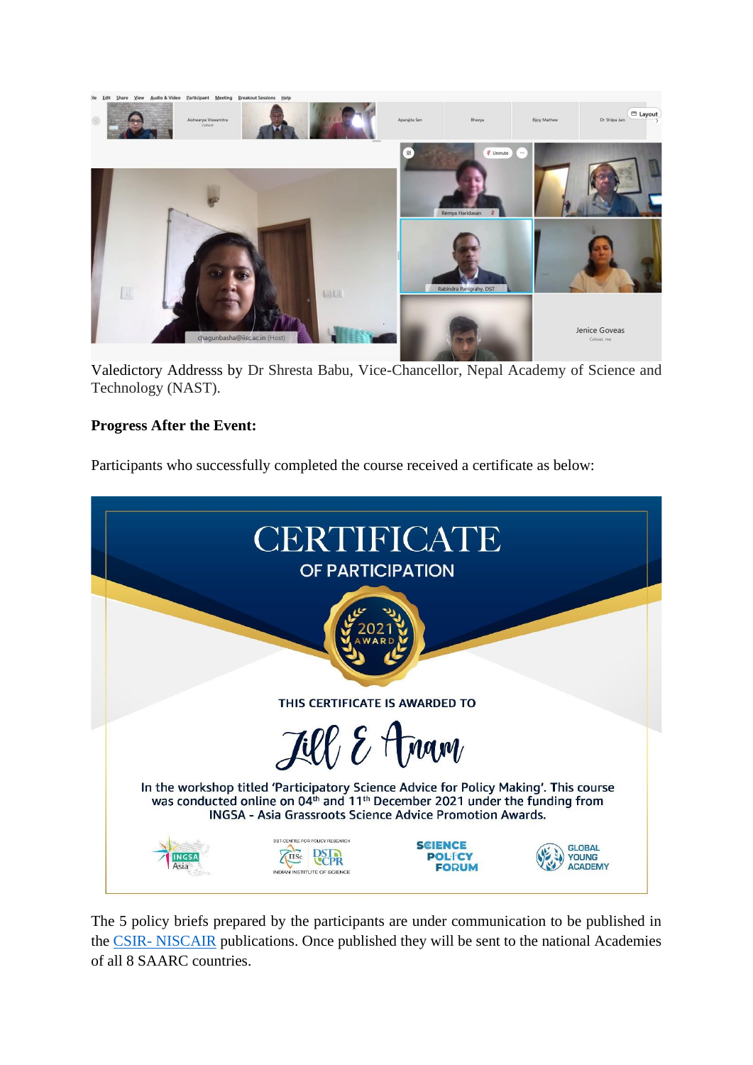Valedictory Addresss by Dr Shresta Babu, Vice-Chancellor, Nepal Academy of Science and Technology (NAST).

**Progress After the Event:**

Participants who successfully completed the course received a certificate as below:

The 5 policy briefs prepared by the participants are under communication to be published in the CSIR- NISCAIR publications. Once published they will be sent to the national Academies of all 8 SAARC countries.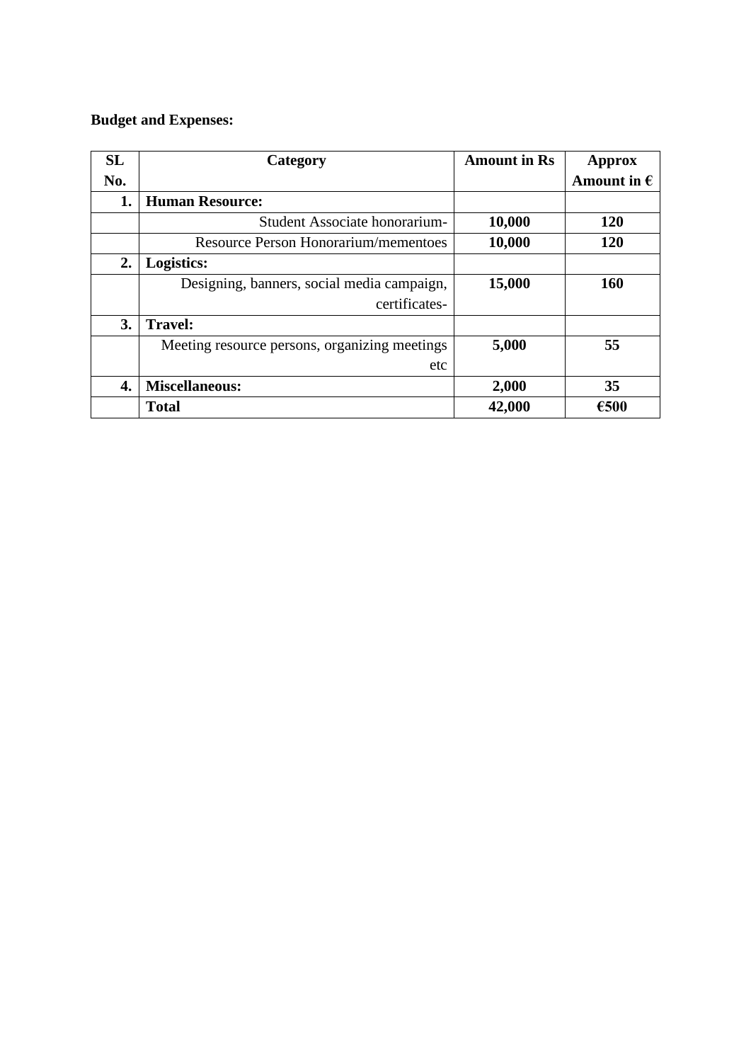**Budget and Expenses:**

| SL No. | Category | Amount in Rs | Approx Amount in € |
|---|---|---|---|
| 1. | **Human Resource:** | | |
| | Student Associate honorarium- | **10,000** | **120** |
| | Resource Person Honorarium/mementoes | **10,000** | **120** |
| 2. | **Logistics:** | | |
| | Designing, banners, social media campaign, certificates- | **15,000** | **160** |
| 3. | **Travel:** | | |
| | Meeting resource persons, organizing meetings etc | **5,000** | **55** |
| 4. | **Miscellaneous:** | **2,000** | **35** |
| | **Total** | **42,000** | **€500** |